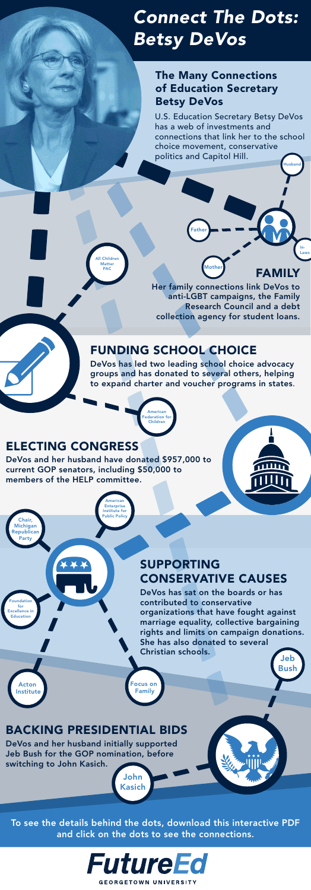# Connect The Dots: Betsy DeVos

## The Many Connections of Education Secretary Betsy DeVos

U.S. Education Secretary Betsy DeVos has a web of investments and connections that link her to the school choice movement, conservative politics and Capitol Hill.

Husband

Father

Mother

In-Laws

## FAMILY

Her family connections link DeVos to anti-LGBT campaigns, the Family Research Council and a debt collection agency for student loans.

All Children Matter PAC

## FUNDING SCHOOL CHOICE

DeVos has led two leading school choice advocacy groups and has donated to several others, helping to expand charter and voucher programs in states.

American Federation for Children

## ELECTING CONGRESS

DeVos and her husband have donated $957,000 to current GOP senators, including $50,000 to members of the HELP committee.

American Enterprise Institute for Public Policy

Chair, Michigan Republican Party

Foundation for Excellence in Education

## SUPPORTING CONSERVATIVE CAUSES

DeVos has sat on the boards or has contributed to conservative organizations that have fought against marriage equality, collective bargaining rights and limits on campaign donations. She has also donated to several Christian schools.

Acton Institute

Focus on Family

Jeb Bush

## BACKING PRESIDENTIAL BIDS

DeVos and her husband initially supported Jeb Bush for the GOP nomination, before switching to John Kasich.

John Kasich

To see the details behind the dots, download this interactive PDF and click on the dots to see the connections.

**FutureEd**
GEORGETOWN UNIVERSITY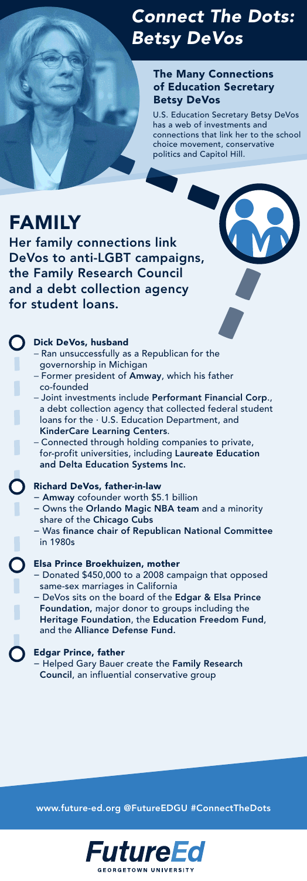# *Connect The Dots: Betsy DeVos*

## The Many Connections of Education Secretary Betsy DeVos

U.S. Education Secretary Betsy DeVos has a web of investments and connections that link her to the school choice movement, conservative politics and Capitol Hill.

# FAMILY

**Her family connections link DeVos to anti-LGBT campaigns, the Family Research Council and a debt collection agency for student loans.**

### Dick DeVos, husband

- Ran unsuccessfully as a Republican for the governorship in Michigan
- Former president of **Amway**, which his father co-founded
- Joint investments include **Performant Financial Corp**., a debt collection agency that collected federal student loans for the · U.S. Education Department, and **KinderCare Learning Centers**.
- Connected through holding companies to private, for-profit universities, including **Laureate Education and Delta Education Systems Inc.**

### Richard DeVos, father-in-law

- **Amway** cofounder worth $5.1 billion
- Owns the **Orlando Magic NBA team** and a minority share of the **Chicago Cubs**
- Was **finance chair of Republican National Committee** in 1980s

### Elsa Prince Broekhuizen, mother

- Donated $450,000 to a 2008 campaign that opposed same-sex marriages in California
- DeVos sits on the board of the **Edgar & Elsa Prince Foundation,** major donor to groups including the **Heritage Foundation**, the **Education Freedom Fund**, and the **Alliance Defense Fund.**

### Edgar Prince, father

- Helped Gary Bauer create the **Family Research Council**, an influential conservative group

www.future-ed.org @FutureEDGU #ConnectTheDots

**FutureEd**
GEORGETOWN UNIVERSITY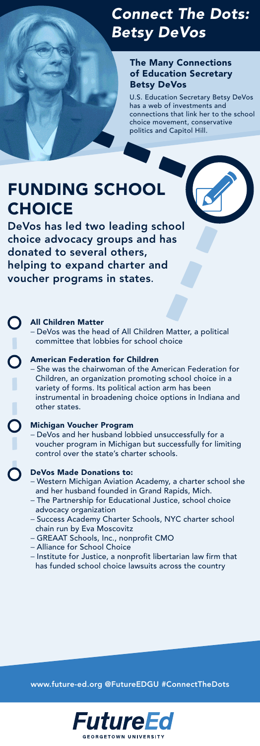# *Connect The Dots: Betsy DeVos*

### The Many Connections of Education Secretary Betsy DeVos

U.S. Education Secretary Betsy DeVos has a web of investments and connections that link her to the school choice movement, conservative politics and Capitol Hill.

## FUNDING SCHOOL CHOICE

DeVos has led two leading school choice advocacy groups and has donated to several others, helping to expand charter and voucher programs in states.

**All Children Matter**
– DeVos was the head of All Children Matter, a political committee that lobbies for school choice

**American Federation for Children**
– She was the chairwoman of the American Federation for Children, an organization promoting school choice in a variety of forms. Its political action arm has been instrumental in broadening choice options in Indiana and other states.

**Michigan Voucher Program**
– DeVos and her husband lobbied unsuccessfully for a voucher program in Michigan but successfully for limiting control over the state's charter schools.

**DeVos Made Donations to:**
– Western Michigan Aviation Academy, a charter school she and her husband founded in Grand Rapids, Mich.
– The Partnership for Educational Justice, school choice advocacy organization
– Success Academy Charter Schools, NYC charter school chain run by Eva Moscovitz
– GREAAT Schools, Inc., nonprofit CMO
– Alliance for School Choice
– Institute for Justice, a nonprofit libertarian law firm that has funded school choice lawsuits across the country

www.future-ed.org @FutureEDGU #ConnectTheDots

FutureEd
GEORGETOWN UNIVERSITY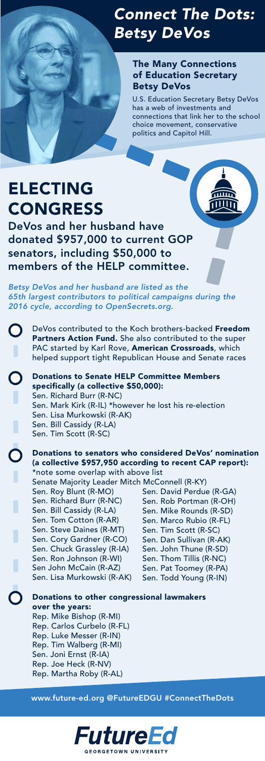# Connect The Dots: Betsy DeVos

### The Many Connections of Education Secretary Betsy DeVos

U.S. Education Secretary Betsy DeVos has a web of investments and connections that link her to the school choice movement, conservative politics and Capitol Hill.

## ELECTING CONGRESS

**DeVos and her husband have donated $957,000 to current GOP senators, including $50,000 to members of the HELP committee.**

*Betsy DeVos and her husband are listed as the 65th largest contributors to political campaigns during the 2016 cycle, according to OpenSecrets.org.*

- DeVos contributed to the Koch brothers-backed **Freedom Partners Action Fund.** She also contributed to the super PAC started by Karl Rove, **American Crossroads**, which helped support tight Republican House and Senate races

- **Donations to Senate HELP Committee Members specifically (a collective $50,000):**
  - Sen. Richard Burr (R-NC)
  - Sen. Mark Kirk (R-IL) *however he lost his re-election
  - Sen. Lisa Murkowski (R-AK)
  - Sen. Bill Cassidy (R-LA)
  - Sen. Tim Scott (R-SC)

- **Donations to senators who considered DeVos' nomination (a collective $957,950 according to recent CAP report):**
  *note some overlap with above list
  - Senate Majority Leader Mitch McConnell (R-KY)
  - Sen. Roy Blunt (R-MO)
  - Sen. Richard Burr (R-NC)
  - Sen. Bill Cassidy (R-LA)
  - Sen. Tom Cotton (R-AR)
  - Sen. Steve Daines (R-MT)
  - Sen. Cory Gardner (R-CO)
  - Sen. Chuck Grassley (R-IA)
  - Sen. Ron Johnson (R-WI)
  - Sen John McCain (R-AZ)
  - Sen. Lisa Murkowski (R-AK)
  - Sen. David Perdue (R-GA)
  - Sen. Rob Portman (R-OH)
  - Sen. Mike Rounds (R-SD)
  - Sen. Marco Rubio (R-FL)
  - Sen. Tim Scott (R-SC)
  - Sen. Dan Sullivan (R-AK)
  - Sen. John Thune (R-SD)
  - Sen. Thom Tillis (R-NC)
  - Sen. Pat Toomey (R-PA)
  - Sen. Todd Young (R-IN)

- **Donations to other congressional lawmakers over the years:**
  - Rep. Mike Bishop (R-MI)
  - Rep. Carlos Curbelo (R-FL)
  - Rep. Luke Messer (R-IN)
  - Rep. Tim Walberg (R-MI)
  - Sen. Joni Ernst (R-IA)
  - Rep. Joe Heck (R-NV)
  - Rep. Martha Roby (R-AL)

www.future-ed.org @FutureEDGU #ConnectTheDots

FutureEd
GEORGETOWN UNIVERSITY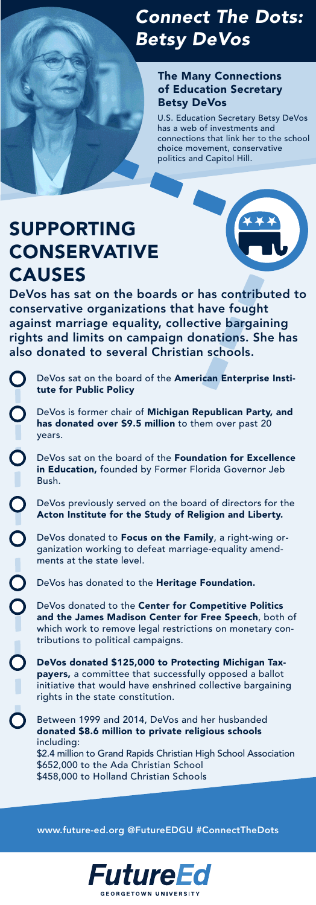# *Connect The Dots: Betsy DeVos*

## The Many Connections of Education Secretary Betsy DeVos

U.S. Education Secretary Betsy DeVos has a web of investments and connections that link her to the school choice movement, conservative politics and Capitol Hill.

## SUPPORTING CONSERVATIVE CAUSES

**DeVos has sat on the boards or has contributed to conservative organizations that have fought against marriage equality, collective bargaining rights and limits on campaign donations. She has also donated to several Christian schools.**

- DeVos sat on the board of the **American Enterprise Institute for Public Policy**
- DeVos is former chair of **Michigan Republican Party, and has donated over $9.5 million** to them over past 20 years.
- DeVos sat on the board of the **Foundation for Excellence in Education,** founded by Former Florida Governor Jeb Bush.
- DeVos previously served on the board of directors for the **Acton Institute for the Study of Religion and Liberty.**
- DeVos donated to **Focus on the Family**, a right-wing organization working to defeat marriage-equality amendments at the state level.
- DeVos has donated to the **Heritage Foundation.**
- DeVos donated to the **Center for Competitive Politics and the James Madison Center for Free Speech**, both of which work to remove legal restrictions on monetary contributions to political campaigns.
- **DeVos donated $125,000 to Protecting Michigan Taxpayers,** a committee that successfully opposed a ballot initiative that would have enshrined collective bargaining rights in the state constitution.
- Between 1999 and 2014, DeVos and her husbanded **donated $8.6 million to private religious schools** including:
  $2.4 million to Grand Rapids Christian High School Association
  $652,000 to the Ada Christian School
  $458,000 to Holland Christian Schools

www.future-ed.org @FutureEDGU #ConnectTheDots

**FutureEd**
GEORGETOWN UNIVERSITY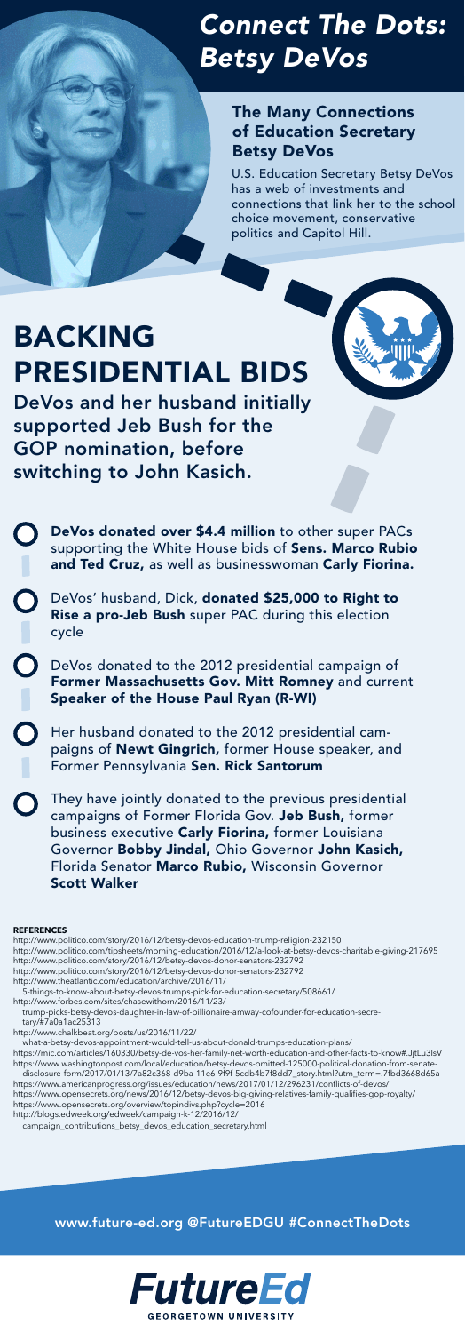# Connect The Dots: Betsy DeVos

## The Many Connections of Education Secretary Betsy DeVos

U.S. Education Secretary Betsy DeVos has a web of investments and connections that link her to the school choice movement, conservative politics and Capitol Hill.

# BACKING PRESIDENTIAL BIDS

DeVos and her husband initially supported Jeb Bush for the GOP nomination, before switching to John Kasich.

- **DeVos donated over $4.4 million** to other super PACs supporting the White House bids of **Sens. Marco Rubio and Ted Cruz,** as well as businesswoman **Carly Fiorina.**
- DeVos' husband, Dick, **donated $25,000 to Right to Rise a pro-Jeb Bush** super PAC during this election cycle
- DeVos donated to the 2012 presidential campaign of **Former Massachusetts Gov. Mitt Romney** and current **Speaker of the House Paul Ryan (R-WI)**
- Her husband donated to the 2012 presidential campaigns of **Newt Gingrich,** former House speaker, and Former Pennsylvania **Sen. Rick Santorum**
- They have jointly donated to the previous presidential campaigns of Former Florida Gov. **Jeb Bush,** former business executive **Carly Fiorina,** former Louisiana Governor **Bobby Jindal,** Ohio Governor **John Kasich,** Florida Senator **Marco Rubio,** Wisconsin Governor **Scott Walker**

**REFERENCES**

http://www.politico.com/story/2016/12/betsy-devos-education-trump-religion-232150
http://www.politico.com/tipsheets/morning-education/2016/12/a-look-at-betsy-devos-charitable-giving-217695
http://www.politico.com/story/2016/12/betsy-devos-donor-senators-232792
http://www.politico.com/story/2016/12/betsy-devos-donor-senators-232792
http://www.theatlantic.com/education/archive/2016/11/5-things-to-know-about-betsy-devos-trumps-pick-for-education-secretary/508661/
http://www.forbes.com/sites/chasewithorn/2016/11/23/trump-picks-betsy-devos-daughter-in-law-of-billionaire-amway-cofounder-for-education-secretary/#7a0a1ac25313
http://www.chalkbeat.org/posts/us/2016/11/22/what-a-betsy-devos-appointment-would-tell-us-about-donald-trumps-education-plans/
https://mic.com/articles/160330/betsy-de-vos-her-family-net-worth-education-and-other-facts-to-know#.JjtLu3lsV
https://www.washingtonpost.com/local/education/betsy-devos-omitted-125000-political-donation-from-senate-disclosure-form/2017/01/13/7a82c368-d9ba-11e6-9f9f-5cdb4b7f8dd7_story.html?utm_term=.7fbd3668d65a
https://www.americanprogress.org/issues/education/news/2017/01/12/296231/conflicts-of-devos/
https://www.opensecrets.org/news/2016/12/betsy-devos-big-giving-relatives-family-qualifies-gop-royalty/
https://www.opensecrets.org/overview/topindivs.php?cycle=2016
http://blogs.edweek.org/edweek/campaign-k-12/2016/12/campaign_contributions_betsy_devos_education_secretary.html

www.future-ed.org @FutureEDGU #ConnectTheDots

FutureEd
GEORGETOWN UNIVERSITY